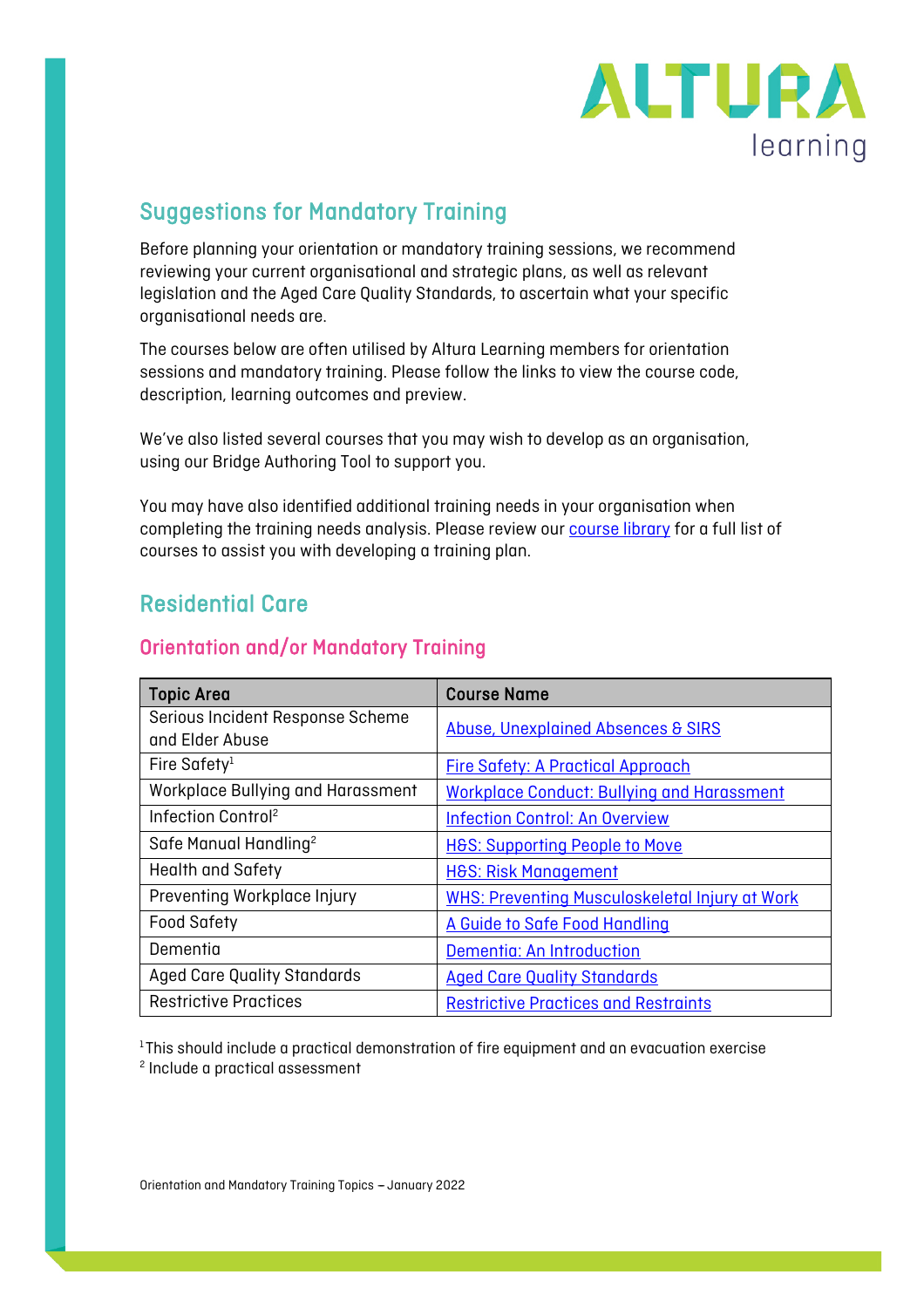## Suggestions for Mandatory Training

Before planning your orientation or mandatory training sessions, we recommend reviewing your current organisational and strategic plans, as well as relevant legislation and the Aged Care Quality Standards, to ascertain what your specific organisational needs are.

The courses below are often utilised by Altura Learning members for orientation sessions and mandatory training. Please follow the links to view the course code, description, learning outcomes and preview.

We've also listed several courses that you may wish to develop as an organisation, using our Bridge Authoring Tool to support you.

You may have also identified additional training needs in your organisation when completing the training needs analysis. Please review our course library for a full list of courses to assist you with developing a training plan.

## Residential Care

### Orientation and/or Mandatory Training

| Topic Area | Course Name |
|---|---|
| Serious Incident Response Scheme and Elder Abuse | Abuse, Unexplained Absences & SIRS |
| Fire Safety[1] | Fire Safety: A Practical Approach |
| Workplace Bullying and Harassment | Workplace Conduct: Bullying and Harassment |
| Infection Control[2] | Infection Control: An Overview |
| Safe Manual Handling[2] | H&S: Supporting People to Move |
| Health and Safety | H&S: Risk Management |
| Preventing Workplace Injury | WHS: Preventing Musculoskeletal Injury at Work |
| Food Safety | A Guide to Safe Food Handling |
| Dementia | Dementia: An Introduction |
| Aged Care Quality Standards | Aged Care Quality Standards |
| Restrictive Practices | Restrictive Practices and Restraints |

[1] This should include a practical demonstration of fire equipment and an evacuation exercise
[2] Include a practical assessment

Orientation and Mandatory Training Topics – January 2022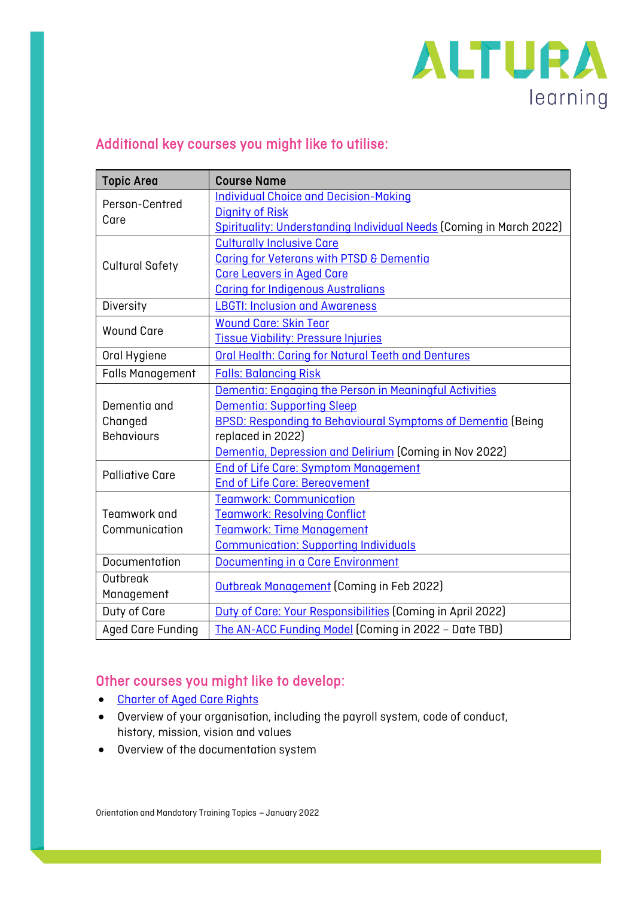## Additional key courses you might like to utilise:

| Topic Area | Course Name |
|---|---|
| Person-Centred Care | Individual Choice and Decision-Making<br>Dignity of Risk<br>Spirituality: Understanding Individual Needs (Coming in March 2022) |
| Cultural Safety | Culturally Inclusive Care<br>Caring for Veterans with PTSD & Dementia<br>Care Leavers in Aged Care<br>Caring for Indigenous Australians |
| Diversity | LBGTI: Inclusion and Awareness |
| Wound Care | Wound Care: Skin Tear<br>Tissue Viability: Pressure Injuries |
| Oral Hygiene | Oral Health: Caring for Natural Teeth and Dentures |
| Falls Management | Falls: Balancing Risk |
| Dementia and Changed Behaviours | Dementia: Engaging the Person in Meaningful Activities<br>Dementia: Supporting Sleep<br>BPSD: Responding to Behavioural Symptoms of Dementia (Being replaced in 2022)<br>Dementia, Depression and Delirium (Coming in Nov 2022) |
| Palliative Care | End of Life Care: Symptom Management<br>End of Life Care: Bereavement |
| Teamwork and Communication | Teamwork: Communication<br>Teamwork: Resolving Conflict<br>Teamwork: Time Management<br>Communication: Supporting Individuals |
| Documentation | Documenting in a Care Environment |
| Outbreak Management | Outbreak Management (Coming in Feb 2022) |
| Duty of Care | Duty of Care: Your Responsibilities (Coming in April 2022) |
| Aged Care Funding | The AN-ACC Funding Model (Coming in 2022 – Date TBD) |

## Other courses you might like to develop:

- Charter of Aged Care Rights
- Overview of your organisation, including the payroll system, code of conduct, history, mission, vision and values
- Overview of the documentation system